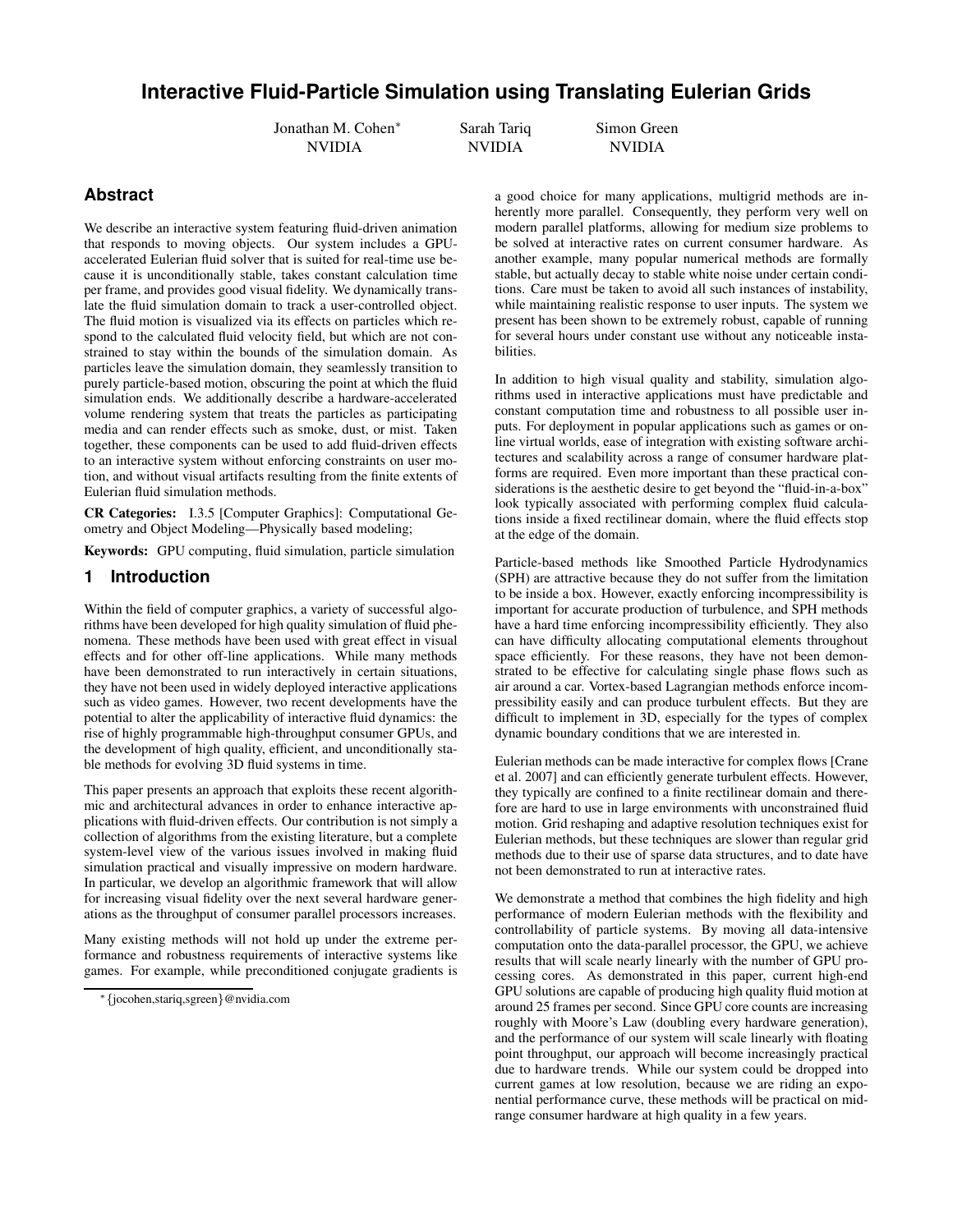# Interactive Fluid-Particle Simulation using Translating Eulerian Grids

Jonathan M. Cohen*  
NVIDIA

Sarah Tariq  
NVIDIA

Simon Green  
NVIDIA

## Abstract

We describe an interactive system featuring fluid-driven animation that responds to moving objects. Our system includes a GPU-accelerated Eulerian fluid solver that is suited for real-time use because it is unconditionally stable, takes constant calculation time per frame, and provides good visual fidelity. We dynamically translate the fluid simulation domain to track a user-controlled object. The fluid motion is visualized via its effects on particles which respond to the calculated fluid velocity field, but which are not constrained to stay within the bounds of the simulation domain. As particles leave the simulation domain, they seamlessly transition to purely particle-based motion, obscuring the point at which the fluid simulation ends. We additionally describe a hardware-accelerated volume rendering system that treats the particles as participating media and can render effects such as smoke, dust, or mist. Taken together, these components can be used to add fluid-driven effects to an interactive system without enforcing constraints on user motion, and without visual artifacts resulting from the finite extents of Eulerian fluid simulation methods.

**CR Categories:** I.3.5 [Computer Graphics]: Computational Geometry and Object Modeling—Physically based modeling;

**Keywords:** GPU computing, fluid simulation, particle simulation

## 1 Introduction

Within the field of computer graphics, a variety of successful algorithms have been developed for high quality simulation of fluid phenomena. These methods have been used with great effect in visual effects and for other off-line applications. While many methods have been demonstrated to run interactively in certain situations, they have not been used in widely deployed interactive applications such as video games. However, two recent developments have the potential to alter the applicability of interactive fluid dynamics: the rise of highly programmable high-throughput consumer GPUs, and the development of high quality, efficient, and unconditionally stable methods for evolving 3D fluid systems in time.

This paper presents an approach that exploits these recent algorithmic and architectural advances in order to enhance interactive applications with fluid-driven effects. Our contribution is not simply a collection of algorithms from the existing literature, but a complete system-level view of the various issues involved in making fluid simulation practical and visually impressive on modern hardware. In particular, we develop an algorithmic framework that will allow for increasing visual fidelity over the next several hardware generations as the throughput of consumer parallel processors increases.

Many existing methods will not hold up under the extreme performance and robustness requirements of interactive systems like games. For example, while preconditioned conjugate gradients is a good choice for many applications, multigrid methods are inherently more parallel. Consequently, they perform very well on modern parallel platforms, allowing for medium size problems to be solved at interactive rates on current consumer hardware. As another example, many popular numerical methods are formally stable, but actually decay to stable white noise under certain conditions. Care must be taken to avoid all such instances of instability, while maintaining realistic response to user inputs. The system we present has been shown to be extremely robust, capable of running for several hours under constant use without any noticeable instabilities.

In addition to high visual quality and stability, simulation algorithms used in interactive applications must have predictable and constant computation time and robustness to all possible user inputs. For deployment in popular applications such as games or online virtual worlds, ease of integration with existing software architectures and scalability across a range of consumer hardware platforms are required. Even more important than these practical considerations is the aesthetic desire to get beyond the "fluid-in-a-box" look typically associated with performing complex fluid calculations inside a fixed rectilinear domain, where the fluid effects stop at the edge of the domain.

Particle-based methods like Smoothed Particle Hydrodynamics (SPH) are attractive because they do not suffer from the limitation to be inside a box. However, exactly enforcing incompressibility is important for accurate production of turbulence, and SPH methods have a hard time enforcing incompressibility efficiently. They also can have difficulty allocating computational elements throughout space efficiently. For these reasons, they have not been demonstrated to be effective for calculating single phase flows such as air around a car. Vortex-based Lagrangian methods enforce incompressibility easily and can produce turbulent effects. But they are difficult to implement in 3D, especially for the types of complex dynamic boundary conditions that we are interested in.

Eulerian methods can be made interactive for complex flows [Crane et al. 2007] and can efficiently generate turbulent effects. However, they typically are confined to a finite rectilinear domain and therefore are hard to use in large environments with unconstrained fluid motion. Grid reshaping and adaptive resolution techniques exist for Eulerian methods, but these techniques are slower than regular grid methods due to their use of sparse data structures, and to date have not been demonstrated to run at interactive rates.

We demonstrate a method that combines the high fidelity and high performance of modern Eulerian methods with the flexibility and controllability of particle systems. By moving all data-intensive computation onto the data-parallel processor, the GPU, we achieve results that will scale nearly linearly with the number of GPU processing cores. As demonstrated in this paper, current high-end GPU solutions are capable of producing high quality fluid motion at around 25 frames per second. Since GPU core counts are increasing roughly with Moore's Law (doubling every hardware generation), and the performance of our system will scale linearly with floating point throughput, our approach will become increasingly practical due to hardware trends. While our system could be dropped into current games at low resolution, because we are riding an exponential performance curve, these methods will be practical on midrange consumer hardware at high quality in a few years.

*{jocohen,stariq,sgreen}@nvidia.com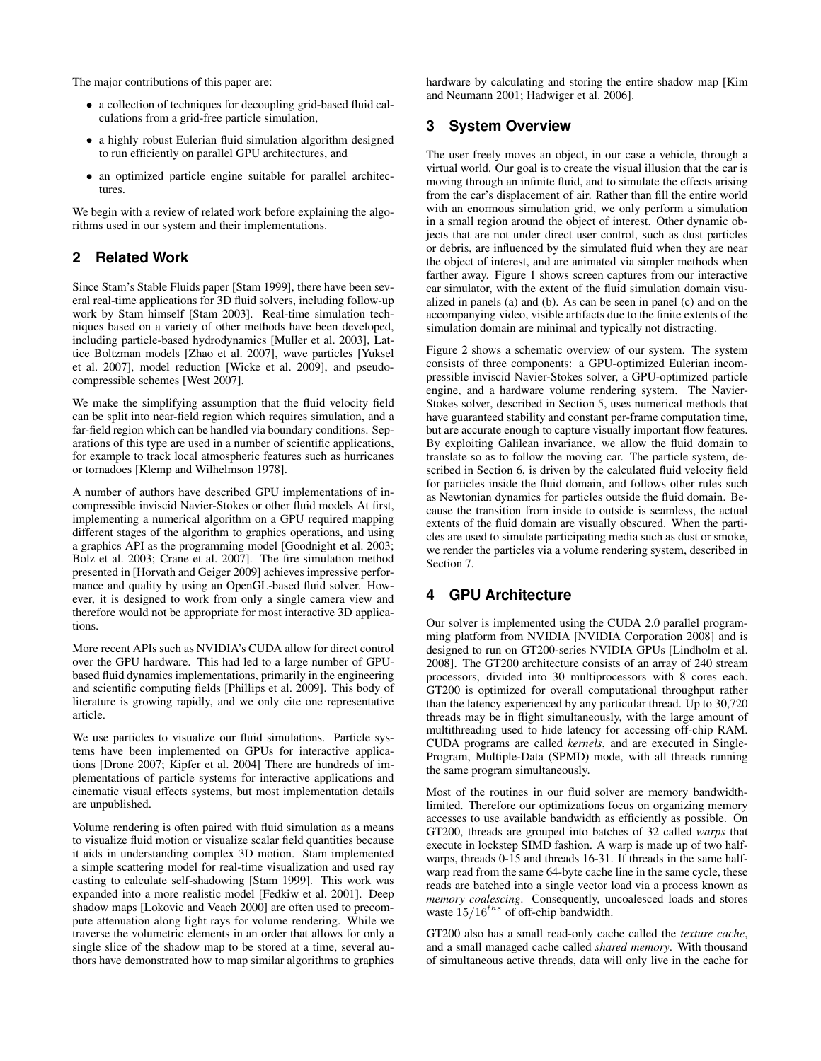The major contributions of this paper are:

- a collection of techniques for decoupling grid-based fluid calculations from a grid-free particle simulation,
- a highly robust Eulerian fluid simulation algorithm designed to run efficiently on parallel GPU architectures, and
- an optimized particle engine suitable for parallel architectures.

We begin with a review of related work before explaining the algorithms used in our system and their implementations.

## 2 Related Work

Since Stam's Stable Fluids paper [Stam 1999], there have been several real-time applications for 3D fluid solvers, including follow-up work by Stam himself [Stam 2003]. Real-time simulation techniques based on a variety of other methods have been developed, including particle-based hydrodynamics [Muller et al. 2003], Lattice Boltzmann models [Zhao et al. 2007], wave particles [Yuksel et al. 2007], model reduction [Wicke et al. 2009], and pseudo-compressible schemes [West 2007].

We make the simplifying assumption that the fluid velocity field can be split into near-field region which requires simulation, and a far-field region which can be handled via boundary conditions. Separations of this type are used in a number of scientific applications, for example to track local atmospheric features such as hurricanes or tornadoes [Klemp and Wilhelmson 1978].

A number of authors have described GPU implementations of incompressible inviscid Navier-Stokes or other fluid models At first, implementing a numerical algorithm on a GPU required mapping different stages of the algorithm to graphics operations, and using a graphics API as the programming model [Goodnight et al. 2003; Bolz et al. 2003; Crane et al. 2007]. The fire simulation method presented in [Horvath and Geiger 2009] achieves impressive performance and quality by using an OpenGL-based fluid solver. However, it is designed to work from only a single camera view and therefore would not be appropriate for most interactive 3D applications.

More recent APIs such as NVIDIA's CUDA allow for direct control over the GPU hardware. This had led to a large number of GPU-based fluid dynamics implementations, primarily in the engineering and scientific computing fields [Phillips et al. 2009]. This body of literature is growing rapidly, and we only cite one representative article.

We use particles to visualize our fluid simulations. Particle systems have been implemented on GPUs for interactive applications [Drone 2007; Kipfer et al. 2004] There are hundreds of implementations of particle systems for interactive applications and cinematic visual effects systems, but most implementation details are unpublished.

Volume rendering is often paired with fluid simulation as a means to visualize fluid motion or visualize scalar field quantities because it aids in understanding complex 3D motion. Stam implemented a simple scattering model for real-time visualization and used ray casting to calculate self-shadowing [Stam 1999]. This work was expanded into a more realistic model [Fedkiw et al. 2001]. Deep shadow maps [Lokovic and Veach 2000] are often used to precompute attenuation along light rays for volume rendering. While we traverse the volumetric elements in an order that allows for only a single slice of the shadow map to be stored at a time, several authors have demonstrated how to map similar algorithms to graphics hardware by calculating and storing the entire shadow map [Kim and Neumann 2001; Hadwiger et al. 2006].

## 3 System Overview

The user freely moves an object, in our case a vehicle, through a virtual world. Our goal is to create the visual illusion that the car is moving through an infinite fluid, and to simulate the effects arising from the car's displacement of air. Rather than fill the entire world with an enormous simulation grid, we only perform a simulation in a small region around the object of interest. Other dynamic objects that are not under direct user control, such as dust particles or debris, are influenced by the simulated fluid when they are near the object of interest, and are animated via simpler methods when farther away. Figure 1 shows screen captures from our interactive car simulator, with the extent of the fluid simulation domain visualized in panels (a) and (b). As can be seen in panel (c) and on the accompanying video, visible artifacts due to the finite extents of the simulation domain are minimal and typically not distracting.

Figure 2 shows a schematic overview of our system. The system consists of three components: a GPU-optimized Eulerian incompressible inviscid Navier-Stokes solver, a GPU-optimized particle engine, and a hardware volume rendering system. The Navier-Stokes solver, described in Section 5, uses numerical methods that have guaranteed stability and constant per-frame computation time, but are accurate enough to capture visually important flow features. By exploiting Galilean invariance, we allow the fluid domain to translate so as to follow the moving car. The particle system, described in Section 6, is driven by the calculated fluid velocity field for particles inside the fluid domain, and follows other rules such as Newtonian dynamics for particles outside the fluid domain. Because the transition from inside to outside is seamless, the actual extents of the fluid domain are visually obscured. When the particles are used to simulate participating media such as dust or smoke, we render the particles via a volume rendering system, described in Section 7.

## 4 GPU Architecture

Our solver is implemented using the CUDA 2.0 parallel programming platform from NVIDIA [NVIDIA Corporation 2008] and is designed to run on GT200-series NVIDIA GPUs [Lindholm et al. 2008]. The GT200 architecture consists of an array of 240 stream processors, divided into 30 multiprocessors with 8 cores each. GT200 is optimized for overall computational throughput rather than the latency experienced by any particular thread. Up to 30,720 threads may be in flight simultaneously, with the large amount of multithreading used to hide latency for accessing off-chip RAM. CUDA programs are called *kernels*, and are executed in Single-Program, Multiple-Data (SPMD) mode, with all threads running the same program simultaneously.

Most of the routines in our fluid solver are memory bandwidth-limited. Therefore our optimizations focus on organizing memory accesses to use available bandwidth as efficiently as possible. On GT200, threads are grouped into batches of 32 called *warps* that execute in lockstep SIMD fashion. A warp is made up of two half-warps, threads 0-15 and threads 16-31. If threads in the same half-warp read from the same 64-byte cache line in the same cycle, these reads are batched into a single vector load via a process known as *memory coalescing*. Consequently, uncoalesced loads and stores waste $15/16^{ths}$ of off-chip bandwidth.

GT200 also has a small read-only cache called the *texture cache*, and a small managed cache called *shared memory*. With thousand of simultaneous active threads, data will only live in the cache for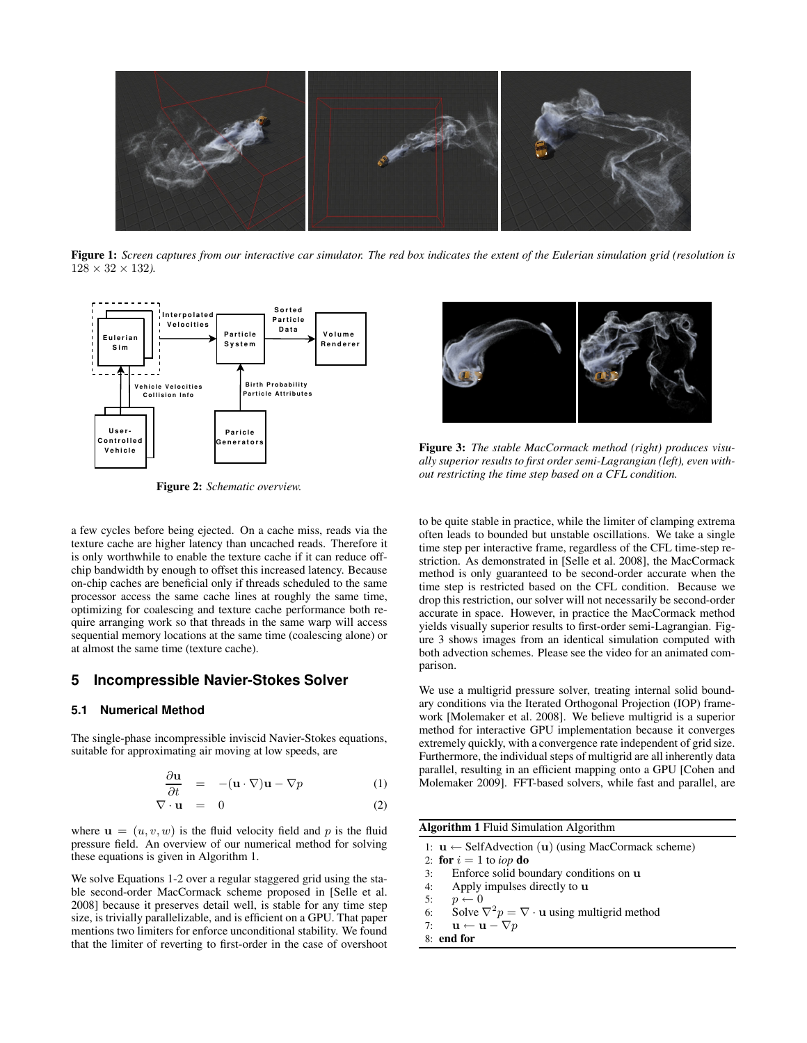**Figure 1:** *Screen captures from our interactive car simulator. The red box indicates the extent of the Eulerian simulation grid (resolution is $128 \times 32 \times 132$).*

**Figure 2:** *Schematic overview.*

**Figure 3:** *The stable MacCormack method (right) produces visually superior results to first order semi-Lagrangian (left), even without restricting the time step based on a CFL condition.*

a few cycles before being ejected. On a cache miss, reads via the texture cache are higher latency than uncached reads. Therefore it is only worthwhile to enable the texture cache if it can reduce off-chip bandwidth by enough to offset this increased latency. Because on-chip caches are beneficial only if threads scheduled to the same processor access the same cache lines at roughly the same time, optimizing for coalescing and texture cache performance both require arranging work so that threads in the same warp will access sequential memory locations at the same time (coalescing alone) or at almost the same time (texture cache).

## 5 Incompressible Navier-Stokes Solver

### 5.1 Numerical Method

The single-phase incompressible inviscid Navier-Stokes equations, suitable for approximating air moving at low speeds, are

$$\frac{\partial \mathbf{u}}{\partial t} = -(\mathbf{u} \cdot \nabla)\mathbf{u} - \nabla p \quad (1)$$

$$\nabla \cdot \mathbf{u} = 0 \quad (2)$$

where $\mathbf{u} = (u, v, w)$ is the fluid velocity field and $p$ is the fluid pressure field. An overview of our numerical method for solving these equations is given in Algorithm 1.

We solve Equations 1-2 over a regular staggered grid using the stable second-order MacCormack scheme proposed in [Selle et al. 2008] because it preserves detail well, is stable for any time step size, is trivially parallelizable, and is efficient on a GPU. That paper mentions two limiters for enforce unconditional stability. We found that the limiter of reverting to first-order in the case of overshoot to be quite stable in practice, while the limiter of clamping extrema often leads to bounded but unstable oscillations. We take a single time step per interactive frame, regardless of the CFL time-step restriction. As demonstrated in [Selle et al. 2008], the MacCormack method is only guaranteed to be second-order accurate when the time step is restricted based on the CFL condition. Because we drop this restriction, our solver will not necessarily be second-order accurate in space. However, in practice the MacCormack method yields visually superior results to first-order semi-Lagrangian. Figure 3 shows images from an identical simulation computed with both advection schemes. Please see the video for an animated comparison.

We use a multigrid pressure solver, treating internal solid boundary conditions via the Iterated Orthogonal Projection (IOP) framework [Molemaker et al. 2008]. We believe multigrid is a superior method for interactive GPU implementation because it converges extremely quickly, with a convergence rate independent of grid size. Furthermore, the individual steps of multigrid are all inherently data parallel, resulting in an efficient mapping onto a GPU [Cohen and Molemaker 2009]. FFT-based solvers, while fast and parallel, are

**Algorithm 1** Fluid Simulation Algorithm

1: $\mathbf{u} \leftarrow$ SelfAdvection $(\mathbf{u})$ (using MacCormack scheme)
2: **for** $i = 1$ to *iop* **do**
3: Enforce solid boundary conditions on $\mathbf{u}$
4: Apply impulses directly to $\mathbf{u}$
5: $p \leftarrow 0$
6: Solve $\nabla^2 p = \nabla \cdot \mathbf{u}$ using multigrid method
7: $\mathbf{u} \leftarrow \mathbf{u} - \nabla p$
8: **end for**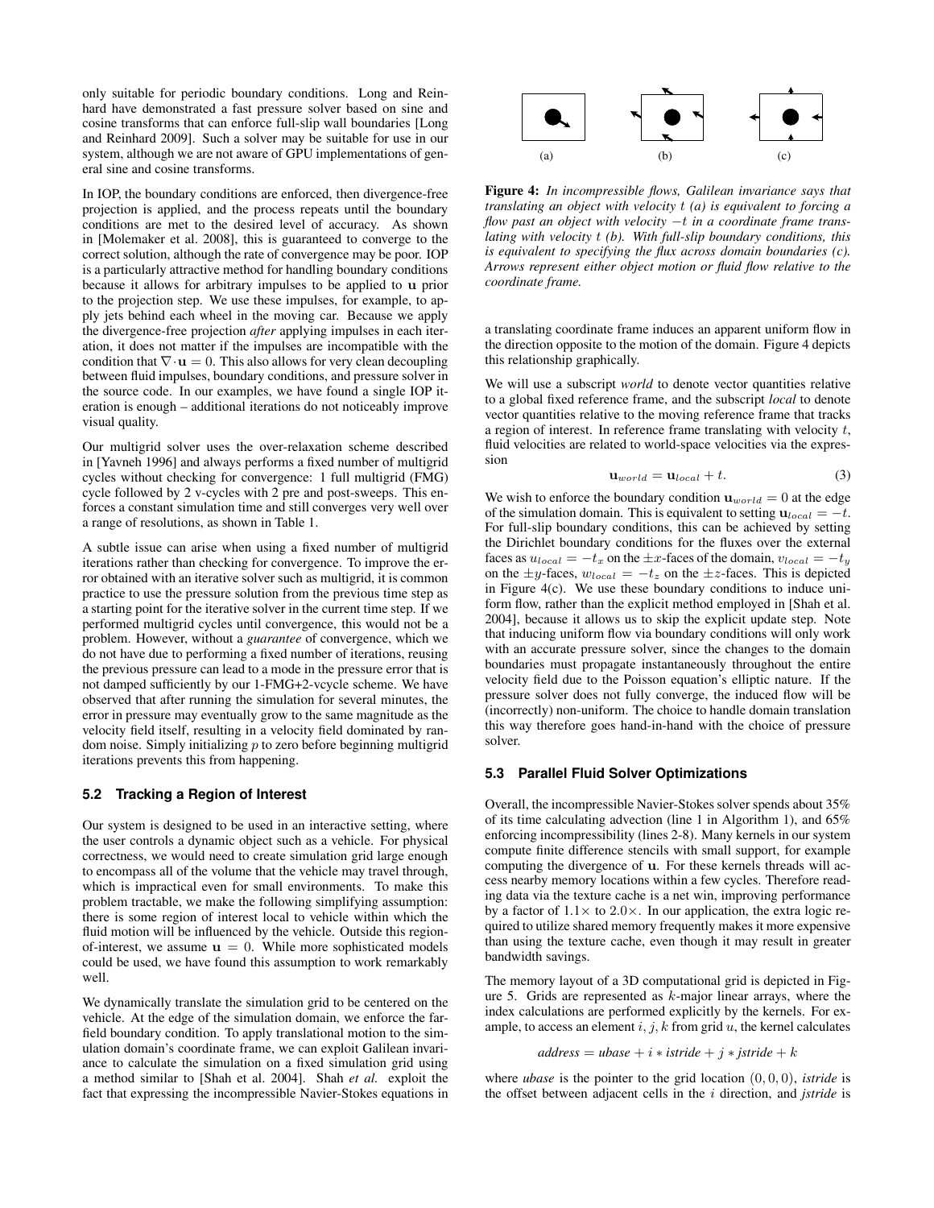only suitable for periodic boundary conditions. Long and Reinhard have demonstrated a fast pressure solver based on sine and cosine transforms that can enforce full-slip wall boundaries [Long and Reinhard 2009]. Such a solver may be suitable for use in our system, although we are not aware of GPU implementations of general sine and cosine transforms.

In IOP, the boundary conditions are enforced, then divergence-free projection is applied, and the process repeats until the boundary conditions are met to the desired level of accuracy. As shown in [Molemaker et al. 2008], this is guaranteed to converge to the correct solution, although the rate of convergence may be poor. IOP is a particularly attractive method for handling boundary conditions because it allows for arbitrary impulses to be applied to $\mathbf{u}$ prior to the projection step. We use these impulses, for example, to apply jets behind each wheel in the moving car. Because we apply the divergence-free projection *after* applying impulses in each iteration, it does not matter if the impulses are incompatible with the condition that $\nabla \cdot \mathbf{u} = 0$. This also allows for very clean decoupling between fluid impulses, boundary conditions, and pressure solver in the source code. In our examples, we have found a single IOP iteration is enough – additional iterations do not noticeably improve visual quality.

Our multigrid solver uses the over-relaxation scheme described in [Yavneh 1996] and always performs a fixed number of multigrid cycles without checking for convergence: 1 full multigrid (FMG) cycle followed by 2 v-cycles with 2 pre and post-sweeps. This enforces a constant simulation time and still converges very well over a range of resolutions, as shown in Table 1.

A subtle issue can arise when using a fixed number of multigrid iterations rather than checking for convergence. To improve the error obtained with an iterative solver such as multigrid, it is common practice to use the pressure solution from the previous time step as a starting point for the iterative solver in the current time step. If we performed multigrid cycles until convergence, this would not be a problem. However, without a *guarantee* of convergence, which we do not have due to performing a fixed number of iterations, reusing the previous pressure can lead to a mode in the pressure error that is not damped sufficiently by our 1-FMG+2-vcycle scheme. We have observed that after running the simulation for several minutes, the error in pressure may eventually grow to the same magnitude as the velocity field itself, resulting in a velocity field dominated by random noise. Simply initializing $p$ to zero before beginning multigrid iterations prevents this from happening.

### 5.2 Tracking a Region of Interest

Our system is designed to be used in an interactive setting, where the user controls a dynamic object such as a vehicle. For physical correctness, we would need to create simulation grid large enough to encompass all of the volume that the vehicle may travel through, which is impractical even for small environments. To make this problem tractable, we make the following simplifying assumption: there is some region of interest local to vehicle within which the fluid motion will be influenced by the vehicle. Outside this region-of-interest, we assume $\mathbf{u} = 0$. While more sophisticated models could be used, we have found this assumption to work remarkably well.

We dynamically translate the simulation grid to be centered on the vehicle. At the edge of the simulation domain, we enforce the far-field boundary condition. To apply translational motion to the simulation domain's coordinate frame, we can exploit Galilean invariance to calculate the simulation on a fixed simulation grid using a method similar to [Shah et al. 2004]. Shah *et al.* exploit the fact that expressing the incompressible Navier-Stokes equations in

(a) (b) (c)

**Figure 4:** *In incompressible flows, Galilean invariance says that translating an object with velocity $t$ (a) is equivalent to forcing a flow past an object with velocity $-t$ in a coordinate frame translating with velocity $t$ (b). With full-slip boundary conditions, this is equivalent to specifying the flux across domain boundaries (c). Arrows represent either object motion or fluid flow relative to the coordinate frame.*

a translating coordinate frame induces an apparent uniform flow in the direction opposite to the motion of the domain. Figure 4 depicts this relationship graphically.

We will use a subscript *world* to denote vector quantities relative to a global fixed reference frame, and the subscript *local* to denote vector quantities relative to the moving reference frame that tracks a region of interest. In reference frame translating with velocity $t$, fluid velocities are related to world-space velocities via the expression

$$\mathbf{u}_{world} = \mathbf{u}_{local} + t. \tag{3}$$

We wish to enforce the boundary condition $\mathbf{u}_{world} = 0$ at the edge of the simulation domain. This is equivalent to setting $\mathbf{u}_{local} = -t$. For full-slip boundary conditions, this can be achieved by setting the Dirichlet boundary conditions for the fluxes over the external faces as $u_{local} = -t_x$ on the $\pm x$-faces of the domain, $v_{local} = -t_y$ on the $\pm y$-faces, $w_{local} = -t_z$ on the $\pm z$-faces. This is depicted in Figure 4(c). We use these boundary conditions to induce uniform flow, rather than the explicit method employed in [Shah et al. 2004], because it allows us to skip the explicit update step. Note that inducing uniform flow via boundary conditions will only work with an accurate pressure solver, since the changes to the domain boundaries must propagate instantaneously throughout the entire velocity field due to the Poisson equation's elliptic nature. If the pressure solver does not fully converge, the induced flow will be (incorrectly) non-uniform. The choice to handle domain translation this way therefore goes hand-in-hand with the choice of pressure solver.

### 5.3 Parallel Fluid Solver Optimizations

Overall, the incompressible Navier-Stokes solver spends about 35% of its time calculating advection (line 1 in Algorithm 1), and 65% enforcing incompressibility (lines 2-8). Many kernels in our system compute finite difference stencils with small support, for example computing the divergence of $\mathbf{u}$. For these kernels threads will access nearby memory locations within a few cycles. Therefore reading data via the texture cache is a net win, improving performance by a factor of $1.1\times$ to $2.0\times$. In our application, the extra logic required to utilize shared memory frequently makes it more expensive than using the texture cache, even though it may result in greater bandwidth savings.

The memory layout of a 3D computational grid is depicted in Figure 5. Grids are represented as $k$-major linear arrays, where the index calculations are performed explicitly by the kernels. For example, to access an element $i, j, k$ from grid $u$, the kernel calculates

$$address = ubase + i * istride + j * jstride + k$$

where *ubase* is the pointer to the grid location $(0, 0, 0)$, *istride* is the offset between adjacent cells in the $i$ direction, and *jstride* is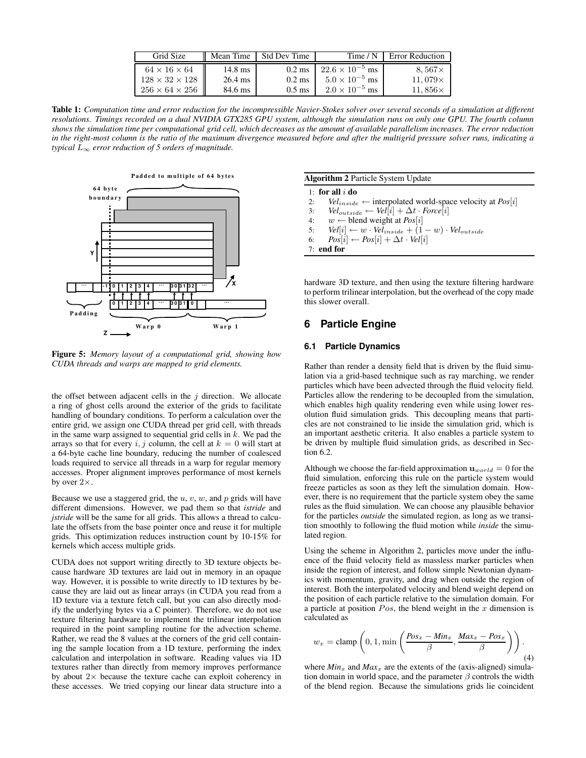| Grid Size | Mean Time | Std Dev Time | Time / N | Error Reduction |
|---|---|---|---|---|
| $64 \times 16 \times 64$ | 14.8 ms | 0.2 ms | $22.6 \times 10^{-5}$ ms | $8,567\times$ |
| $128 \times 32 \times 128$ | 26.4 ms | 0.2 ms | $5.0 \times 10^{-5}$ ms | $11,079\times$ |
| $256 \times 64 \times 256$ | 84.6 ms | 0.5 ms | $2.0 \times 10^{-5}$ ms | $11,856\times$ |

**Table 1:** *Computation time and error reduction for the incompressible Navier-Stokes solver over several seconds of a simulation at different resolutions. Timings recorded on a dual NVIDIA GTX285 GPU system, although the simulation runs on only one GPU. The fourth column shows the simulation time per computational grid cell, which decreases as the amount of available parallelism increases. The error reduction in the right-most column is the ratio of the maximum divergence measured before and after the multigrid pressure solver runs, indicating a typical $L_\infty$ error reduction of 5 orders of magnitude.*

**Figure 5:** *Memory layout of a computational grid, showing how CUDA threads and warps are mapped to grid elements.*

the offset between adjacent cells in the $j$ direction. We allocate a ring of ghost cells around the exterior of the grids to facilitate handling of boundary conditions. To perform a calculation over the entire grid, we assign one CUDA thread per grid cell, with threads in the same warp assigned to sequential grid cells in $k$. We pad the arrays so that for every $i, j$ column, the cell at $k = 0$ will start at a 64-byte cache line boundary, reducing the number of coalesced loads required to service all threads in a warp for regular memory accesses. Proper alignment improves performance of most kernels by over $2\times$.

Because we use a staggered grid, the $u$, $v$, $w$, and $p$ grids will have different dimensions. However, we pad them so that *istride* and *jstride* will be the same for all grids. This allows a thread to calculate the offsets from the base pointer once and reuse it for multiple grids. This optimization reduces instruction count by 10-15% for kernels which access multiple grids.

CUDA does not support writing directly to 3D texture objects because hardware 3D textures are laid out in memory in an opaque way. However, it is possible to write directly to 1D textures by because they are laid out as linear arrays (in CUDA you read from a 1D texture via a texture fetch call, but you can also directly modify the underlying bytes via a C pointer). Therefore, we do not use texture filtering hardware to implement the trilinear interpolation required in the point sampling routine for the advection scheme. Rather, we read the 8 values at the corners of the grid cell containing the sample location from a 1D texture, performing the index calculation and interpolation in software. Reading values via 1D textures rather than directly from memory improves performance by about $2\times$ because the texture cache can exploit coherency in these accesses. We tried copying our linear data structure into a hardware 3D texture, and then using the texture filtering hardware to perform trilinear interpolation, but the overhead of the copy made this slower overall.

**Algorithm 2** Particle System Update

1: **for all** $i$ **do**
2: $\quad Vel_{inside} \leftarrow$ interpolated world-space velocity at $Pos[i]$
3: $\quad Vel_{outside} \leftarrow Vel[i] + \Delta t \cdot Force[i]$
4: $\quad w \leftarrow$ blend weight at $Pos[i]$
5: $\quad Vel[i] \leftarrow w \cdot Vel_{inside} + (1 - w) \cdot Vel_{outside}$
6: $\quad Pos[i] \leftarrow Pos[i] + \Delta t \cdot Vel[i]$
7: **end for**

## 6 Particle Engine

### 6.1 Particle Dynamics

Rather than render a density field that is driven by the fluid simulation via a grid-based technique such as ray marching, we render particles which have been advected through the fluid velocity field. Particles allow the rendering to be decoupled from the simulation, which enables high quality rendering even while using lower resolution fluid simulation grids. This decoupling means that particles are not constrained to lie inside the simulation grid, which is an important aesthetic criteria. It also enables a particle system to be driven by multiple fluid simulation grids, as described in Section 6.2.

Although we choose the far-field approximation $\mathbf{u}_{world} = 0$ for the fluid simulation, enforcing this rule on the particle system would freeze particles as soon as they left the simulation domain. However, there is no requirement that the particle system obey the same rules as the fluid simulation. We can choose any plausible behavior for the particles *outside* the simulated region, as long as we transition smoothly to following the fluid motion while *inside* the simulated region.

Using the scheme in Algorithm 2, particles move under the influence of the fluid velocity field as massless marker particles when inside the region of interest, and follow simple Newtonian dynamics with momentum, gravity, and drag when outside the region of interest. Both the interpolated velocity and blend weight depend on the position of each particle relative to the simulation domain. For a particle at position $Pos$, the blend weight in the $x$ dimension is calculated as

$$w_x = \text{clamp}\left(0, 1, \min\left(\frac{Pos_x - Min_x}{\beta}, \frac{Max_x - Pos_x}{\beta}\right)\right). \tag{4}$$

where $Min_x$ and $Max_x$ are the extents of the (axis-aligned) simulation domain in world space, and the parameter $\beta$ controls the width of the blend region. Because the simulations grids lie coincident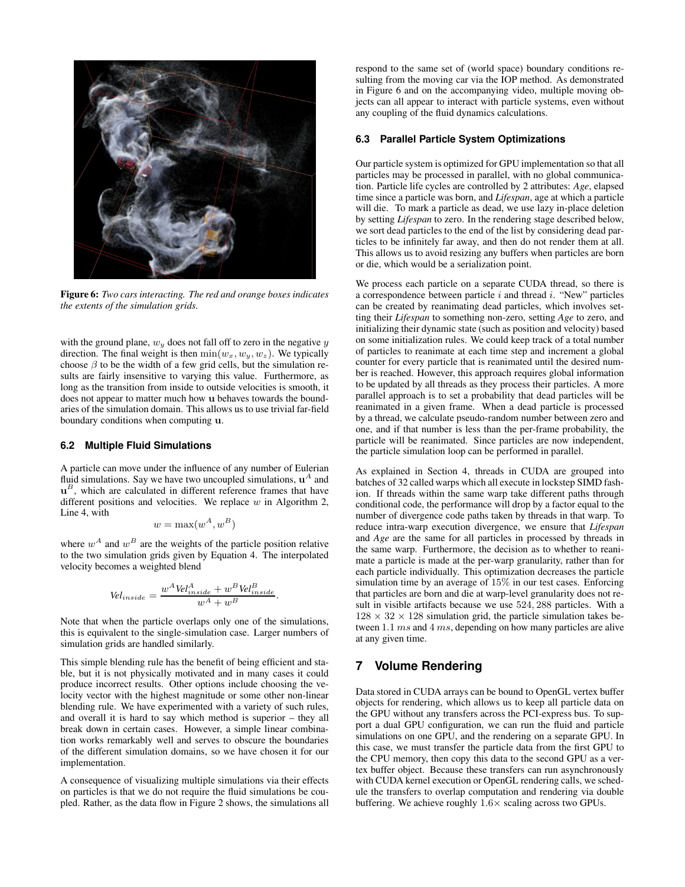**Figure 6:** *Two cars interacting. The red and orange boxes indicates the extents of the simulation grids.*

with the ground plane, $w_y$ does not fall off to zero in the negative $y$ direction. The final weight is then $\min(w_x, w_y, w_z)$. We typically choose $\beta$ to be the width of a few grid cells, but the simulation results are fairly insensitive to varying this value. Furthermore, as long as the transition from inside to outside velocities is smooth, it does not appear to matter much how $\mathbf{u}$ behaves towards the boundaries of the simulation domain. This allows us to use trivial far-field boundary conditions when computing $\mathbf{u}$.

### 6.2 Multiple Fluid Simulations

A particle can move under the influence of any number of Eulerian fluid simulations. Say we have two uncoupled simulations, $\mathbf{u}^A$ and $\mathbf{u}^B$, which are calculated in different reference frames that have different positions and velocities. We replace $w$ in Algorithm 2, Line 4, with

$$w = \max(w^A, w^B)$$

where $w^A$ and $w^B$ are the weights of the particle position relative to the two simulation grids given by Equation 4. The interpolated velocity becomes a weighted blend

$$\mathit{Vel}_{inside} = \frac{w^A \mathit{Vel}^A_{inside} + w^B \mathit{Vel}^B_{inside}}{w^A + w^B}.$$

Note that when the particle overlaps only one of the simulations, this is equivalent to the single-simulation case. Larger numbers of simulation grids are handled similarly.

This simple blending rule has the benefit of being efficient and stable, but it is not physically motivated and in many cases it could produce incorrect results. Other options include choosing the velocity vector with the highest magnitude or some other non-linear blending rule. We have experimented with a variety of such rules, and overall it is hard to say which method is superior – they all break down in certain cases. However, a simple linear combination works remarkably well and serves to obscure the boundaries of the different simulation domains, so we have chosen it for our implementation.

A consequence of visualizing multiple simulations via their effects on particles is that we do not require the fluid simulations be coupled. Rather, as the data flow in Figure 2 shows, the simulations all respond to the same set of (world space) boundary conditions resulting from the moving car via the IOP method. As demonstrated in Figure 6 and on the accompanying video, multiple moving objects can all appear to interact with particle systems, even without any coupling of the fluid dynamics calculations.

### 6.3 Parallel Particle System Optimizations

Our particle system is optimized for GPU implementation so that all particles may be processed in parallel, with no global communication. Particle life cycles are controlled by 2 attributes: *Age*, elapsed time since a particle was born, and *Lifespan*, age at which a particle will die. To mark a particle as dead, we use lazy in-place deletion by setting *Lifespan* to zero. In the rendering stage described below, we sort dead particles to the end of the list by considering dead particles to be infinitely far away, and then do not render them at all. This allows us to avoid resizing any buffers when particles are born or die, which would be a serialization point.

We process each particle on a separate CUDA thread, so there is a correspondence between particle $i$ and thread $i$. "New" particles can be created by reanimating dead particles, which involves setting their *Lifespan* to something non-zero, setting *Age* to zero, and initializing their dynamic state (such as position and velocity) based on some initialization rules. We could keep track of a total number of particles to reanimate at each time step and increment a global counter for every particle that is reanimated until the desired number is reached. However, this approach requires global information to be updated by all threads as they process their particles. A more parallel approach is to set a probability that dead particles will be reanimated in a given frame. When a dead particle is processed by a thread, we calculate pseudo-random number between zero and one, and if that number is less than the per-frame probability, the particle will be reanimated. Since particles are now independent, the particle simulation loop can be performed in parallel.

As explained in Section 4, threads in CUDA are grouped into batches of 32 called warps which all execute in lockstep SIMD fashion. If threads within the same warp take different paths through conditional code, the performance will drop by a factor equal to the number of divergence code paths taken by threads in that warp. To reduce intra-warp execution divergence, we ensure that *Lifespan* and *Age* are the same for all particles in processed by threads in the same warp. Furthermore, the decision as to whether to reanimate a particle is made at the per-warp granularity, rather than for each particle individually. This optimization decreases the particle simulation time by an average of $15\%$ in our test cases. Enforcing that particles are born and die at warp-level granularity does not result in visible artifacts because we use $524,288$ particles. With a $128 \times 32 \times 128$ simulation grid, the particle simulation takes between $1.1\,ms$ and $4\,ms$, depending on how many particles are alive at any given time.

## 7 Volume Rendering

Data stored in CUDA arrays can be bound to OpenGL vertex buffer objects for rendering, which allows us to keep all particle data on the GPU without any transfers across the PCI-express bus. To support a dual GPU configuration, we can run the fluid and particle simulations on one GPU, and the rendering on a separate GPU. In this case, we must transfer the particle data from the first GPU to the CPU memory, then copy this data to the second GPU as a vertex buffer object. Because these transfers can run asynchronously with CUDA kernel execution or OpenGL rendering calls, we schedule the transfers to overlap computation and rendering via double buffering. We achieve roughly $1.6\times$ scaling across two GPUs.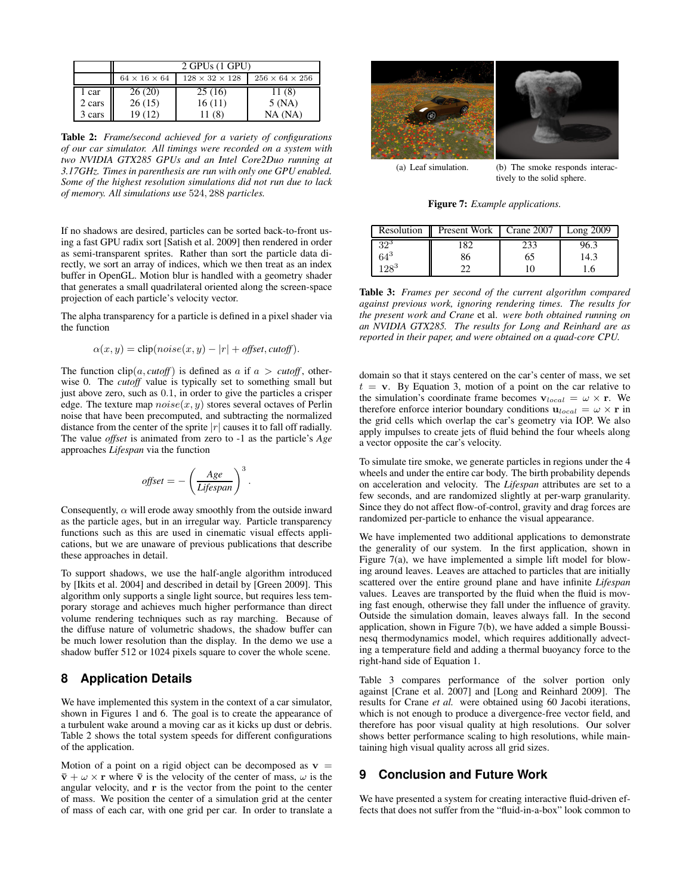| | 2 GPUs (1 GPU) | | |
|---|---|---|---|
| | $64 \times 16 \times 64$ | $128 \times 32 \times 128$ | $256 \times 64 \times 256$ |
| 1 car | 26 (20) | 25 (16) | 11 (8) |
| 2 cars | 26 (15) | 16 (11) | 5 (NA) |
| 3 cars | 19 (12) | 11 (8) | NA (NA) |

**Table 2:** *Frame/second achieved for a variety of configurations of our car simulator. All timings were recorded on a system with two NVIDIA GTX285 GPUs and an Intel Core2Duo running at 3.17GHz. Times in parenthesis are run with only one GPU enabled. Some of the highest resolution simulations did not run due to lack of memory. All simulations use* $524,288$ *particles.*

If no shadows are desired, particles can be sorted back-to-front using a fast GPU radix sort [Satish et al. 2009] then rendered in order as semi-transparent sprites. Rather than sort the particle data directly, we sort an array of indices, which we then treat as an index buffer in OpenGL. Motion blur is handled with a geometry shader that generates a small quadrilateral oriented along the screen-space projection of each particle's velocity vector.

The alpha transparency for a particle is defined in a pixel shader via the function

$$\alpha(x, y) = \text{clip}(noise(x, y) - |r| + \textit{offset}, \textit{cutoff}).$$

The function $\text{clip}(a, \textit{cutoff})$ is defined as $a$ if $a > \textit{cutoff}$, otherwise 0. The *cutoff* value is typically set to something small but just above zero, such as 0.1, in order to give the particles a crisper edge. The texture map $noise(x, y)$ stores several octaves of Perlin noise that have been precomputed, and subtracting the normalized distance from the center of the sprite $|r|$ causes it to fall off radially. The value *offset* is animated from zero to -1 as the particle's *Age* approaches *Lifespan* via the function

$$\textit{offset} = -\left(\frac{\textit{Age}}{\textit{Lifespan}}\right)^3.$$

Consequently, $\alpha$ will erode away smoothly from the outside inward as the particle ages, but in an irregular way. Particle transparency functions such as this are used in cinematic visual effects applications, but we are unaware of previous publications that describe these approaches in detail.

To support shadows, we use the half-angle algorithm introduced by [Ikits et al. 2004] and described in detail by [Green 2009]. This algorithm only supports a single light source, but requires less temporary storage and achieves much higher performance than direct volume rendering techniques such as ray marching. Because of the diffuse nature of volumetric shadows, the shadow buffer can be much lower resolution than the display. In the demo we use a shadow buffer 512 or 1024 pixels square to cover the whole scene.

## 8 Application Details

We have implemented this system in the context of a car simulator, shown in Figures 1 and 6. The goal is to create the appearance of a turbulent wake around a moving car as it kicks up dust or debris. Table 2 shows the total system speeds for different configurations of the application.

Motion of a point on a rigid object can be decomposed as $\mathbf{v} = \bar{\mathbf{v}} + \omega \times \mathbf{r}$ where $\bar{\mathbf{v}}$ is the velocity of the center of mass, $\omega$ is the angular velocity, and $\mathbf{r}$ is the vector from the point to the center of mass. We position the center of a simulation grid at the center of mass of each car, with one grid per car. In order to translate a domain so that it stays centered on the car's center of mass, we set $t = \mathbf{v}$. By Equation 3, motion of a point on the car relative to the simulation's coordinate frame becomes $\mathbf{v}_{local} = \omega \times \mathbf{r}$. We therefore enforce interior boundary conditions $\mathbf{u}_{local} = \omega \times \mathbf{r}$ in the grid cells which overlap the car's geometry via IOP. We also apply impulses to create jets of fluid behind the four wheels along a vector opposite the car's velocity.

(a) Leaf simulation.

(b) The smoke responds interactively to the solid sphere.

**Figure 7:** *Example applications.*

| Resolution | Present Work | Crane 2007 | Long 2009 |
|---|---|---|---|
| $32^3$ | 182 | 233 | 96.3 |
| $64^3$ | 86 | 65 | 14.3 |
| $128^3$ | 22 | 10 | 1.6 |

**Table 3:** *Frames per second of the current algorithm compared against previous work, ignoring rendering times. The results for the present work and Crane* et al. *were both obtained running on an NVIDIA GTX285. The results for Long and Reinhard are as reported in their paper, and were obtained on a quad-core CPU.*

To simulate tire smoke, we generate particles in regions under the 4 wheels and under the entire car body. The birth probability depends on acceleration and velocity. The *Lifespan* attributes are set to a few seconds, and are randomized slightly at per-warp granularity. Since they do not affect flow-of-control, gravity and drag forces are randomized per-particle to enhance the visual appearance.

We have implemented two additional applications to demonstrate the generality of our system. In the first application, shown in Figure 7(a), we have implemented a simple lift model for blowing around leaves. Leaves are attached to particles that are initially scattered over the entire ground plane and have infinite *Lifespan* values. Leaves are transported by the fluid when the fluid is moving fast enough, otherwise they fall under the influence of gravity. Outside the simulation domain, leaves always fall. In the second application, shown in Figure 7(b), we have added a simple Boussinesq thermodynamics model, which requires additionally advecting a temperature field and adding a thermal buoyancy force to the right-hand side of Equation 1.

Table 3 compares performance of the solver portion only against [Crane et al. 2007] and [Long and Reinhard 2009]. The results for Crane *et al.* were obtained using 60 Jacobi iterations, which is not enough to produce a divergence-free vector field, and therefore has poor visual quality at high resolutions. Our solver shows better performance scaling to high resolutions, while maintaining high visual quality across all grid sizes.

## 9 Conclusion and Future Work

We have presented a system for creating interactive fluid-driven effects that does not suffer from the "fluid-in-a-box" look common to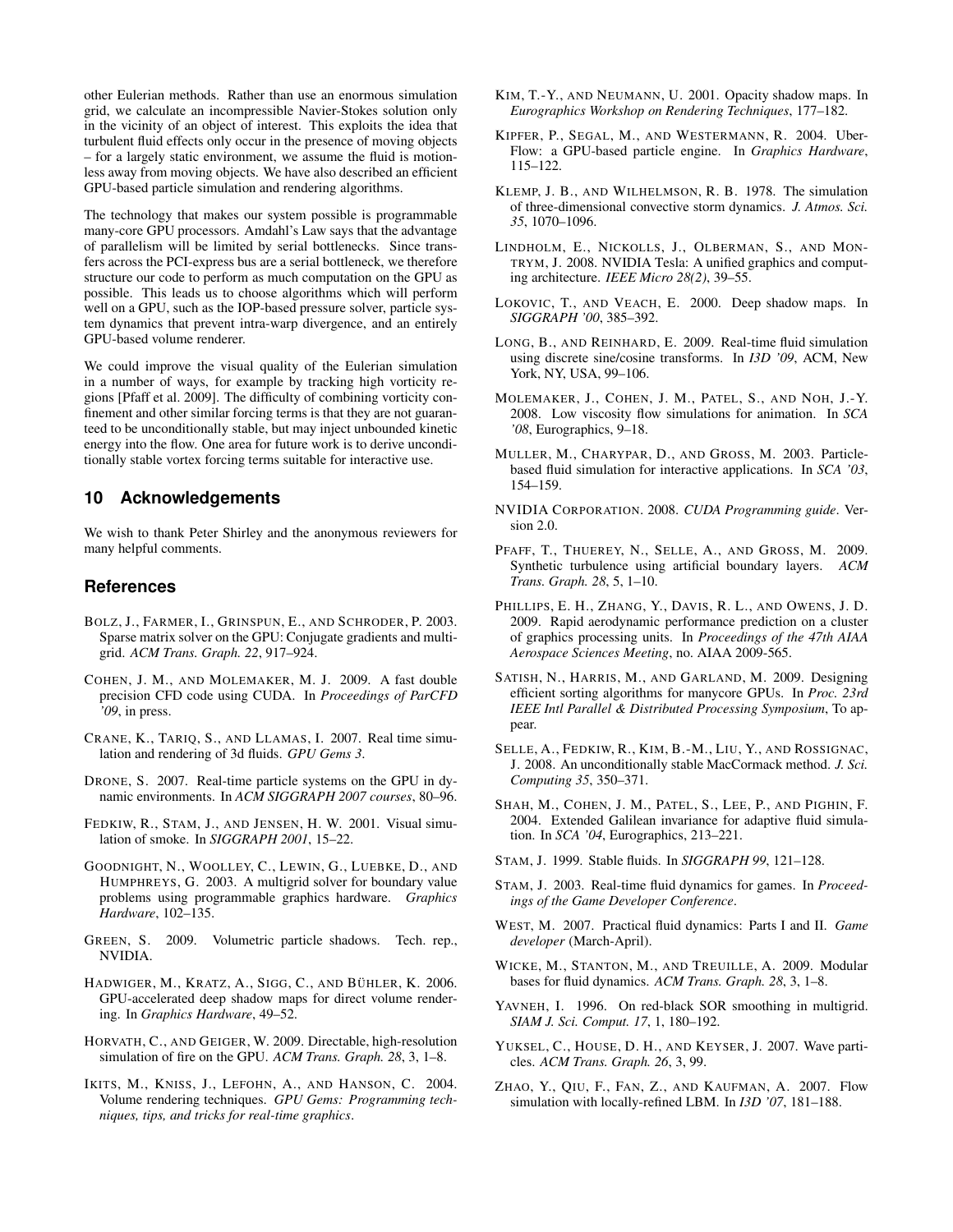other Eulerian methods. Rather than use an enormous simulation grid, we calculate an incompressible Navier-Stokes solution only in the vicinity of an object of interest. This exploits the idea that turbulent fluid effects only occur in the presence of moving objects – for a largely static environment, we assume the fluid is motionless away from moving objects. We have also described an efficient GPU-based particle simulation and rendering algorithms.

The technology that makes our system possible is programmable many-core GPU processors. Amdahl's Law says that the advantage of parallelism will be limited by serial bottlenecks. Since transfers across the PCI-express bus are a serial bottleneck, we therefore structure our code to perform as much computation on the GPU as possible. This leads us to choose algorithms which will perform well on a GPU, such as the IOP-based pressure solver, particle system dynamics that prevent intra-warp divergence, and an entirely GPU-based volume renderer.

We could improve the visual quality of the Eulerian simulation in a number of ways, for example by tracking high vorticity regions [Pfaff et al. 2009]. The difficulty of combining vorticity confinement and other similar forcing terms is that they are not guaranteed to be unconditionally stable, but may inject unbounded kinetic energy into the flow. One area for future work is to derive unconditionally stable vortex forcing terms suitable for interactive use.

## 10 Acknowledgements

We wish to thank Peter Shirley and the anonymous reviewers for many helpful comments.

## References

BOLZ, J., FARMER, I., GRINSPUN, E., AND SCHRODER, P. 2003. Sparse matrix solver on the GPU: Conjugate gradients and multigrid. *ACM Trans. Graph. 22*, 917–924.

COHEN, J. M., AND MOLEMAKER, M. J. 2009. A fast double precision CFD code using CUDA. In *Proceedings of ParCFD '09*, in press.

CRANE, K., TARIQ, S., AND LLAMAS, I. 2007. Real time simulation and rendering of 3d fluids. *GPU Gems 3*.

DRONE, S. 2007. Real-time particle systems on the GPU in dynamic environments. In *ACM SIGGRAPH 2007 courses*, 80–96.

FEDKIW, R., STAM, J., AND JENSEN, H. W. 2001. Visual simulation of smoke. In *SIGGRAPH 2001*, 15–22.

GOODNIGHT, N., WOOLLEY, C., LEWIN, G., LUEBKE, D., AND HUMPHREYS, G. 2003. A multigrid solver for boundary value problems using programmable graphics hardware. *Graphics Hardware*, 102–135.

GREEN, S. 2009. Volumetric particle shadows. Tech. rep., NVIDIA.

HADWIGER, M., KRATZ, A., SIGG, C., AND BÜHLER, K. 2006. GPU-accelerated deep shadow maps for direct volume rendering. In *Graphics Hardware*, 49–52.

HORVATH, C., AND GEIGER, W. 2009. Directable, high-resolution simulation of fire on the GPU. *ACM Trans. Graph. 28*, 3, 1–8.

IKITS, M., KNISS, J., LEFOHN, A., AND HANSON, C. 2004. Volume rendering techniques. *GPU Gems: Programming techniques, tips, and tricks for real-time graphics*.

KIM, T.-Y., AND NEUMANN, U. 2001. Opacity shadow maps. In *Eurographics Workshop on Rendering Techniques*, 177–182.

KIPFER, P., SEGAL, M., AND WESTERMANN, R. 2004. UberFlow: a GPU-based particle engine. In *Graphics Hardware*, 115–122.

KLEMP, J. B., AND WILHELMSON, R. B. 1978. The simulation of three-dimensional convective storm dynamics. *J. Atmos. Sci. 35*, 1070–1096.

LINDHOLM, E., NICKOLLS, J., OLBERMAN, S., AND MONTRYM, J. 2008. NVIDIA Tesla: A unified graphics and computing architecture. *IEEE Micro 28(2)*, 39–55.

LOKOVIC, T., AND VEACH, E. 2000. Deep shadow maps. In *SIGGRAPH '00*, 385–392.

LONG, B., AND REINHARD, E. 2009. Real-time fluid simulation using discrete sine/cosine transforms. In *I3D '09*, ACM, New York, NY, USA, 99–106.

MOLEMAKER, J., COHEN, J. M., PATEL, S., AND NOH, J.-Y. 2008. Low viscosity flow simulations for animation. In *SCA '08*, Eurographics, 9–18.

MULLER, M., CHARYPAR, D., AND GROSS, M. 2003. Particle-based fluid simulation for interactive applications. In *SCA '03*, 154–159.

NVIDIA CORPORATION. 2008. *CUDA Programming guide*. Version 2.0.

PFAFF, T., THUEREY, N., SELLE, A., AND GROSS, M. 2009. Synthetic turbulence using artificial boundary layers. *ACM Trans. Graph. 28*, 5, 1–10.

PHILLIPS, E. H., ZHANG, Y., DAVIS, R. L., AND OWENS, J. D. 2009. Rapid aerodynamic performance prediction on a cluster of graphics processing units. In *Proceedings of the 47th AIAA Aerospace Sciences Meeting*, no. AIAA 2009-565.

SATISH, N., HARRIS, M., AND GARLAND, M. 2009. Designing efficient sorting algorithms for manycore GPUs. In *Proc. 23rd IEEE Intl Parallel & Distributed Processing Symposium*, To appear.

SELLE, A., FEDKIW, R., KIM, B.-M., LIU, Y., AND ROSSIGNAC, J. 2008. An unconditionally stable MacCormack method. *J. Sci. Computing 35*, 350–371.

SHAH, M., COHEN, J. M., PATEL, S., LEE, P., AND PIGHIN, F. 2004. Extended Galilean invariance for adaptive fluid simulation. In *SCA '04*, Eurographics, 213–221.

STAM, J. 1999. Stable fluids. In *SIGGRAPH 99*, 121–128.

STAM, J. 2003. Real-time fluid dynamics for games. In *Proceedings of the Game Developer Conference*.

WEST, M. 2007. Practical fluid dynamics: Parts I and II. *Game developer* (March-April).

WICKE, M., STANTON, M., AND TREUILLE, A. 2009. Modular bases for fluid dynamics. *ACM Trans. Graph. 28*, 3, 1–8.

YAVNEH, I. 1996. On red-black SOR smoothing in multigrid. *SIAM J. Sci. Comput. 17*, 1, 180–192.

YUKSEL, C., HOUSE, D. H., AND KEYSER, J. 2007. Wave particles. *ACM Trans. Graph. 26*, 3, 99.

ZHAO, Y., QIU, F., FAN, Z., AND KAUFMAN, A. 2007. Flow simulation with locally-refined LBM. In *I3D '07*, 181–188.